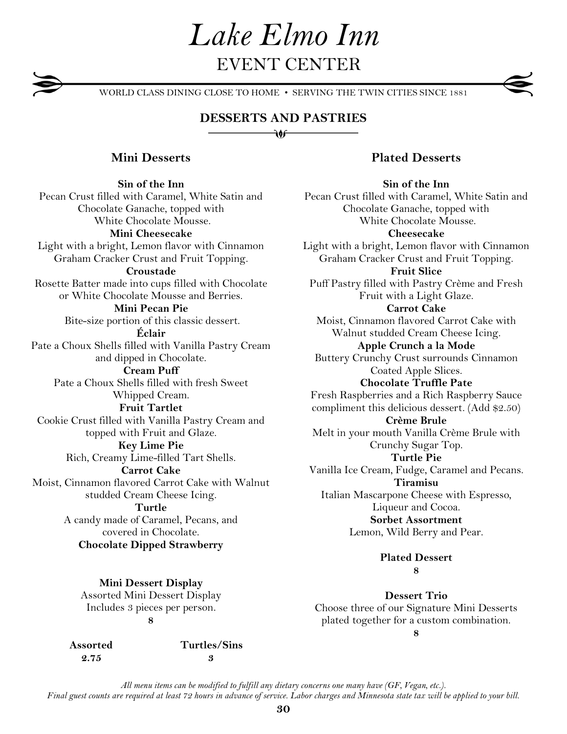# Lake Elmo Inn

## EVENT CENTER

WORLD CLASS DINING CLOSE TO HOME • SERVING THE TWIN CITIES SINCE 1881

## DESSERTS AND PASTRIES

### Mini Desserts

**Sin of the Inn**
Pecan Crust filled with Caramel, White Satin and Chocolate Ganache, topped with White Chocolate Mousse.

**Mini Cheesecake**
Light with a bright, Lemon flavor with Cinnamon Graham Cracker Crust and Fruit Topping.

**Croustade**
Rosette Batter made into cups filled with Chocolate or White Chocolate Mousse and Berries.

**Mini Pecan Pie**
Bite-size portion of this classic dessert.

**Éclair**
Pate a Choux Shells filled with Vanilla Pastry Cream and dipped in Chocolate.

**Cream Puff**
Pate a Choux Shells filled with fresh Sweet Whipped Cream.

**Fruit Tartlet**
Cookie Crust filled with Vanilla Pastry Cream and topped with Fruit and Glaze.

**Key Lime Pie**
Rich, Creamy Lime-filled Tart Shells.

**Carrot Cake**
Moist, Cinnamon flavored Carrot Cake with Walnut studded Cream Cheese Icing.

**Turtle**
A candy made of Caramel, Pecans, and covered in Chocolate.

**Chocolate Dipped Strawberry**

**Mini Dessert Display**
Assorted Mini Dessert Display
Includes 3 pieces per person.
**8**

| **Assorted** | **Turtles/Sins** |
|---|---|
| **2.75** | **3** |

### Plated Desserts

**Sin of the Inn**
Pecan Crust filled with Caramel, White Satin and Chocolate Ganache, topped with White Chocolate Mousse.

**Cheesecake**
Light with a bright, Lemon flavor with Cinnamon Graham Cracker Crust and Fruit Topping.

**Fruit Slice**
Puff Pastry filled with Pastry Crème and Fresh Fruit with a Light Glaze.

**Carrot Cake**
Moist, Cinnamon flavored Carrot Cake with Walnut studded Cream Cheese Icing.

**Apple Crunch a la Mode**
Buttery Crunchy Crust surrounds Cinnamon Coated Apple Slices.

**Chocolate Truffle Pate**
Fresh Raspberries and a Rich Raspberry Sauce compliment this delicious dessert. (Add $2.50)

**Crème Brule**
Melt in your mouth Vanilla Crème Brule with Crunchy Sugar Top.

**Turtle Pie**
Vanilla Ice Cream, Fudge, Caramel and Pecans.

**Tiramisu**
Italian Mascarpone Cheese with Espresso, Liqueur and Cocoa.

**Sorbet Assortment**
Lemon, Wild Berry and Pear.

**Plated Dessert**
**8**

**Dessert Trio**
Choose three of our Signature Mini Desserts plated together for a custom combination.
**8**

*All menu items can be modified to fulfill any dietary concerns one many have (GF, Vegan, etc.).*
*Final guest counts are required at least 72 hours in advance of service. Labor charges and Minnesota state tax will be applied to your bill.*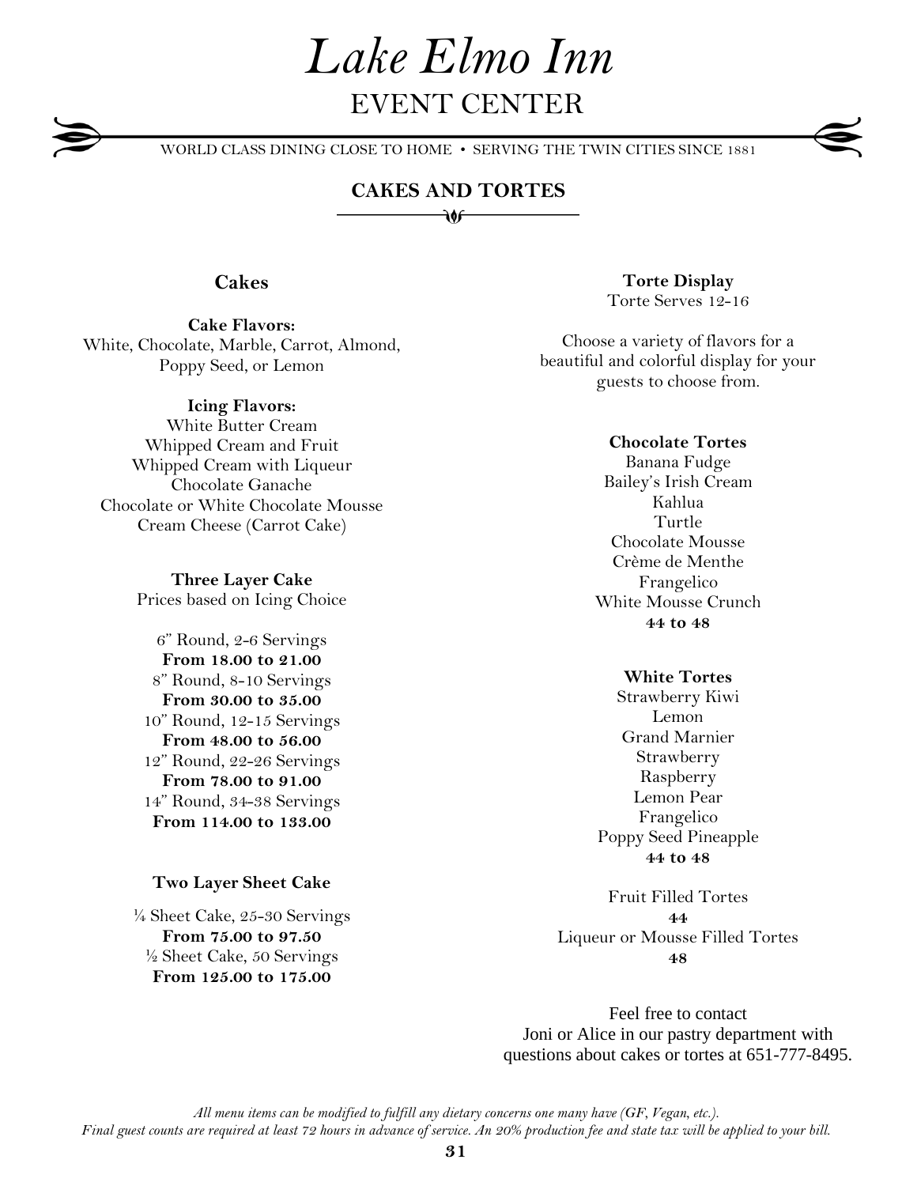# Lake Elmo Inn

## EVENT CENTER

WORLD CLASS DINING CLOSE TO HOME • SERVING THE TWIN CITIES SINCE 1881

## CAKES AND TORTES

### Cakes

**Cake Flavors:**
White, Chocolate, Marble, Carrot, Almond, Poppy Seed, or Lemon

**Icing Flavors:**
White Butter Cream
Whipped Cream and Fruit
Whipped Cream with Liqueur
Chocolate Ganache
Chocolate or White Chocolate Mousse
Cream Cheese (Carrot Cake)

**Three Layer Cake**
Prices based on Icing Choice

6" Round, 2-6 Servings
**From 18.00 to 21.00**
8" Round, 8-10 Servings
**From 30.00 to 35.00**
10" Round, 12-15 Servings
**From 48.00 to 56.00**
12" Round, 22-26 Servings
**From 78.00 to 91.00**
14" Round, 34-38 Servings
**From 114.00 to 133.00**

**Two Layer Sheet Cake**

¼ Sheet Cake, 25-30 Servings
**From 75.00 to 97.50**
½ Sheet Cake, 50 Servings
**From 125.00 to 175.00**

**Torte Display**
Torte Serves 12-16

Choose a variety of flavors for a beautiful and colorful display for your guests to choose from.

**Chocolate Tortes**
Banana Fudge
Bailey's Irish Cream
Kahlua
Turtle
Chocolate Mousse
Crème de Menthe
Frangelico
White Mousse Crunch
**44 to 48**

**White Tortes**
Strawberry Kiwi
Lemon
Grand Marnier
Strawberry
Raspberry
Lemon Pear
Frangelico
Poppy Seed Pineapple
**44 to 48**

Fruit Filled Tortes
**44**
Liqueur or Mousse Filled Tortes
**48**

Feel free to contact Joni or Alice in our pastry department with questions about cakes or tortes at 651-777-8495.

*All menu items can be modified to fulfill any dietary concerns one many have (GF, Vegan, etc.).*
*Final guest counts are required at least 72 hours in advance of service. An 20% production fee and state tax will be applied to your bill.*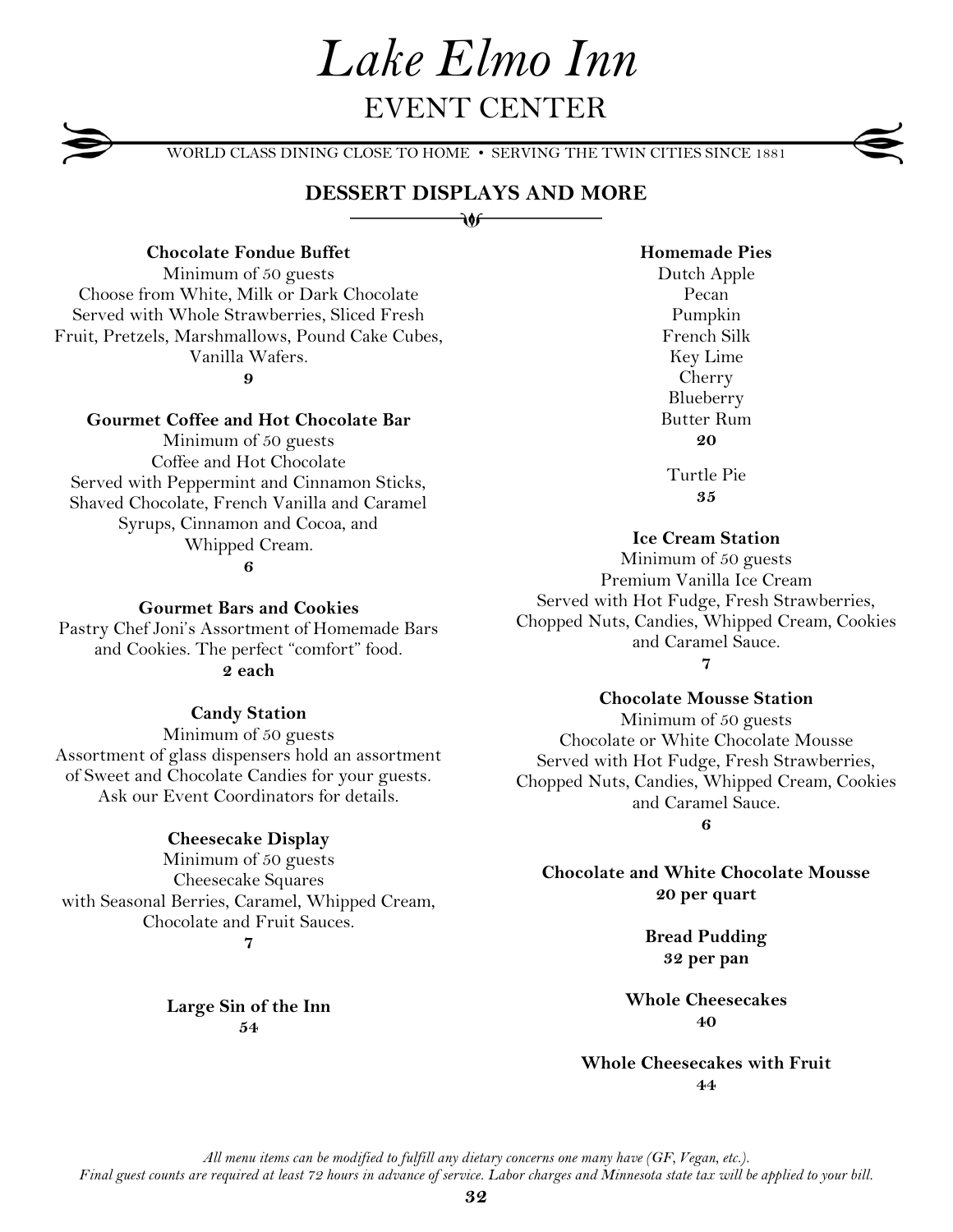# Lake Elmo Inn

## EVENT CENTER

WORLD CLASS DINING CLOSE TO HOME • SERVING THE TWIN CITIES SINCE 1881

## DESSERT DISPLAYS AND MORE

**Chocolate Fondue Buffet**
Minimum of 50 guests
Choose from White, Milk or Dark Chocolate
Served with Whole Strawberries, Sliced Fresh Fruit, Pretzels, Marshmallows, Pound Cake Cubes, Vanilla Wafers.
**9**

**Gourmet Coffee and Hot Chocolate Bar**
Minimum of 50 guests
Coffee and Hot Chocolate
Served with Peppermint and Cinnamon Sticks, Shaved Chocolate, French Vanilla and Caramel Syrups, Cinnamon and Cocoa, and Whipped Cream.
**6**

**Gourmet Bars and Cookies**
Pastry Chef Joni's Assortment of Homemade Bars and Cookies. The perfect "comfort" food.
**2 each**

**Candy Station**
Minimum of 50 guests
Assortment of glass dispensers hold an assortment of Sweet and Chocolate Candies for your guests. Ask our Event Coordinators for details.

**Cheesecake Display**
Minimum of 50 guests
Cheesecake Squares
with Seasonal Berries, Caramel, Whipped Cream, Chocolate and Fruit Sauces.
**7**

**Large Sin of the Inn**
**54**

**Homemade Pies**
Dutch Apple
Pecan
Pumpkin
French Silk
Key Lime
Cherry
Blueberry
Butter Rum
**20**

Turtle Pie
**35**

**Ice Cream Station**
Minimum of 50 guests
Premium Vanilla Ice Cream
Served with Hot Fudge, Fresh Strawberries, Chopped Nuts, Candies, Whipped Cream, Cookies and Caramel Sauce.
**7**

**Chocolate Mousse Station**
Minimum of 50 guests
Chocolate or White Chocolate Mousse
Served with Hot Fudge, Fresh Strawberries, Chopped Nuts, Candies, Whipped Cream, Cookies and Caramel Sauce.
**6**

**Chocolate and White Chocolate Mousse**
**20 per quart**

**Bread Pudding**
**32 per pan**

**Whole Cheesecakes**
**40**

**Whole Cheesecakes with Fruit**
**44**

*All menu items can be modified to fulfill any dietary concerns one many have (GF, Vegan, etc.).*
*Final guest counts are required at least 72 hours in advance of service. Labor charges and Minnesota state tax will be applied to your bill.*